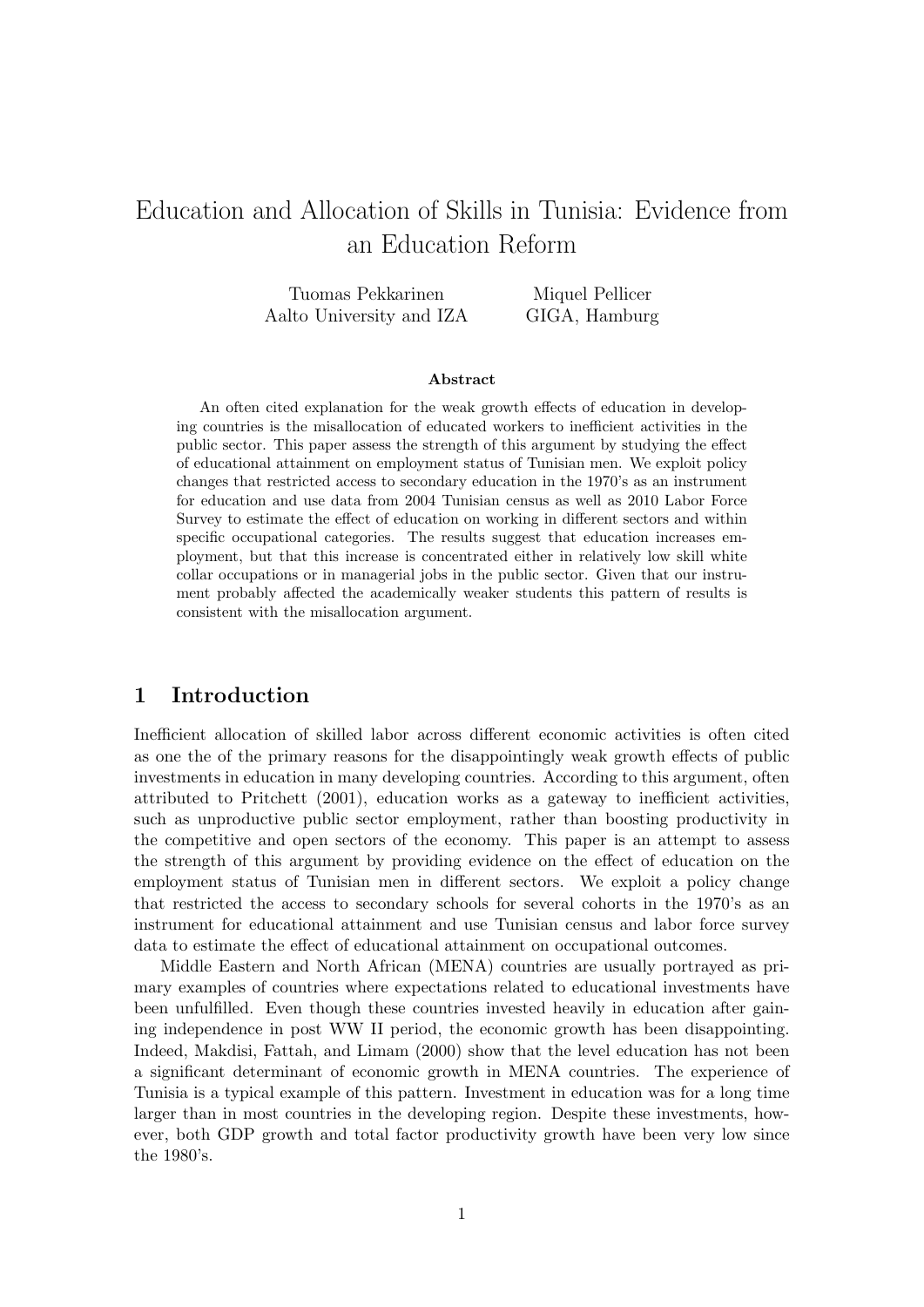# Education and Allocation of Skills in Tunisia: Evidence from an Education Reform

Tuomas Pekkarinen
Aalto University and IZA

Miquel Pellicer
GIGA, Hamburg

### Abstract

An often cited explanation for the weak growth effects of education in developing countries is the misallocation of educated workers to inefficient activities in the public sector. This paper assess the strength of this argument by studying the effect of educational attainment on employment status of Tunisian men. We exploit policy changes that restricted access to secondary education in the 1970's as an instrument for education and use data from 2004 Tunisian census as well as 2010 Labor Force Survey to estimate the effect of education on working in different sectors and within specific occupational categories. The results suggest that education increases employment, but that this increase is concentrated either in relatively low skill white collar occupations or in managerial jobs in the public sector. Given that our instrument probably affected the academically weaker students this pattern of results is consistent with the misallocation argument.

## 1 Introduction

Inefficient allocation of skilled labor across different economic activities is often cited as one the of the primary reasons for the disappointingly weak growth effects of public investments in education in many developing countries. According to this argument, often attributed to Pritchett (2001), education works as a gateway to inefficient activities, such as unproductive public sector employment, rather than boosting productivity in the competitive and open sectors of the economy. This paper is an attempt to assess the strength of this argument by providing evidence on the effect of education on the employment status of Tunisian men in different sectors. We exploit a policy change that restricted the access to secondary schools for several cohorts in the 1970's as an instrument for educational attainment and use Tunisian census and labor force survey data to estimate the effect of educational attainment on occupational outcomes.

Middle Eastern and North African (MENA) countries are usually portrayed as primary examples of countries where expectations related to educational investments have been unfulfilled. Even though these countries invested heavily in education after gaining independence in post WW II period, the economic growth has been disappointing. Indeed, Makdisi, Fattah, and Limam (2000) show that the level education has not been a significant determinant of economic growth in MENA countries. The experience of Tunisia is a typical example of this pattern. Investment in education was for a long time larger than in most countries in the developing region. Despite these investments, however, both GDP growth and total factor productivity growth have been very low since the 1980's.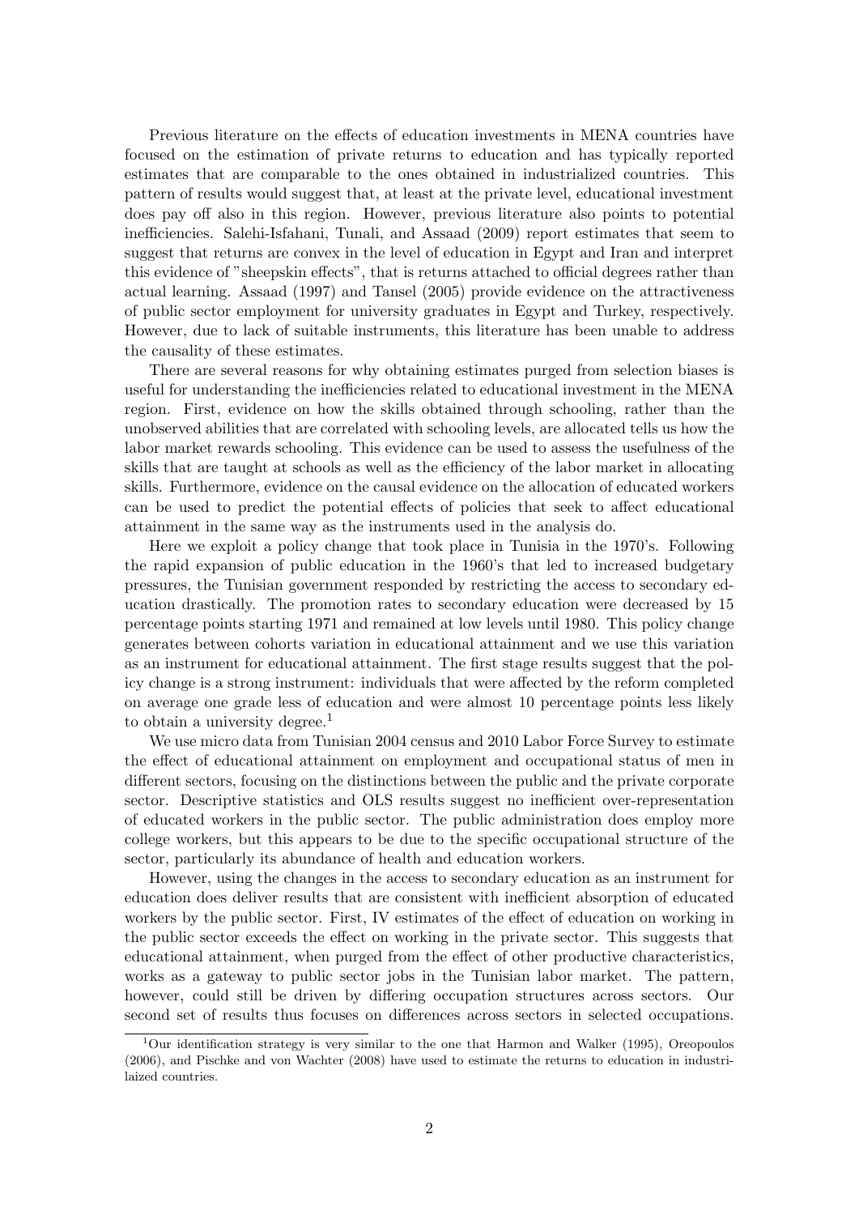Previous literature on the effects of education investments in MENA countries have focused on the estimation of private returns to education and has typically reported estimates that are comparable to the ones obtained in industrialized countries. This pattern of results would suggest that, at least at the private level, educational investment does pay off also in this region. However, previous literature also points to potential inefficiencies. Salehi-Isfahani, Tunali, and Assaad (2009) report estimates that seem to suggest that returns are convex in the level of education in Egypt and Iran and interpret this evidence of "sheepskin effects", that is returns attached to official degrees rather than actual learning. Assaad (1997) and Tansel (2005) provide evidence on the attractiveness of public sector employment for university graduates in Egypt and Turkey, respectively. However, due to lack of suitable instruments, this literature has been unable to address the causality of these estimates.

There are several reasons for why obtaining estimates purged from selection biases is useful for understanding the inefficiencies related to educational investment in the MENA region. First, evidence on how the skills obtained through schooling, rather than the unobserved abilities that are correlated with schooling levels, are allocated tells us how the labor market rewards schooling. This evidence can be used to assess the usefulness of the skills that are taught at schools as well as the efficiency of the labor market in allocating skills. Furthermore, evidence on the causal evidence on the allocation of educated workers can be used to predict the potential effects of policies that seek to affect educational attainment in the same way as the instruments used in the analysis do.

Here we exploit a policy change that took place in Tunisia in the 1970's. Following the rapid expansion of public education in the 1960's that led to increased budgetary pressures, the Tunisian government responded by restricting the access to secondary education drastically. The promotion rates to secondary education were decreased by 15 percentage points starting 1971 and remained at low levels until 1980. This policy change generates between cohorts variation in educational attainment and we use this variation as an instrument for educational attainment. The first stage results suggest that the policy change is a strong instrument: individuals that were affected by the reform completed on average one grade less of education and were almost 10 percentage points less likely to obtain a university degree.[1]

We use micro data from Tunisian 2004 census and 2010 Labor Force Survey to estimate the effect of educational attainment on employment and occupational status of men in different sectors, focusing on the distinctions between the public and the private corporate sector. Descriptive statistics and OLS results suggest no inefficient over-representation of educated workers in the public sector. The public administration does employ more college workers, but this appears to be due to the specific occupational structure of the sector, particularly its abundance of health and education workers.

However, using the changes in the access to secondary education as an instrument for education does deliver results that are consistent with inefficient absorption of educated workers by the public sector. First, IV estimates of the effect of education on working in the public sector exceeds the effect on working in the private sector. This suggests that educational attainment, when purged from the effect of other productive characteristics, works as a gateway to public sector jobs in the Tunisian labor market. The pattern, however, could still be driven by differing occupation structures across sectors. Our second set of results thus focuses on differences across sectors in selected occupations.

[1] Our identification strategy is very similar to the one that Harmon and Walker (1995), Oreopoulos (2006), and Pischke and von Wachter (2008) have used to estimate the returns to education in industrilaized countries.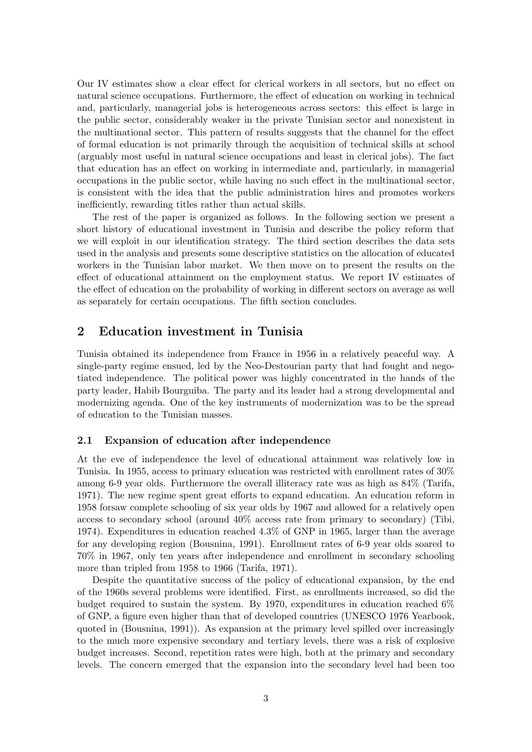Our IV estimates show a clear effect for clerical workers in all sectors, but no effect on natural science occupations. Furthermore, the effect of education on working in technical and, particularly, managerial jobs is heterogeneous across sectors: this effect is large in the public sector, considerably weaker in the private Tunisian sector and nonexistent in the multinational sector. This pattern of results suggests that the channel for the effect of formal education is not primarily through the acquisition of technical skills at school (arguably most useful in natural science occupations and least in clerical jobs). The fact that education has an effect on working in intermediate and, particularly, in managerial occupations in the public sector, while having no such effect in the multinational sector, is consistent with the idea that the public administration hires and promotes workers inefficiently, rewarding titles rather than actual skills.

The rest of the paper is organized as follows. In the following section we present a short history of educational investment in Tunisia and describe the policy reform that we will exploit in our identification strategy. The third section describes the data sets used in the analysis and presents some descriptive statistics on the allocation of educated workers in the Tunisian labor market. We then move on to present the results on the effect of educational attainment on the employment status. We report IV estimates of the effect of education on the probability of working in different sectors on average as well as separately for certain occupations. The fifth section concludes.

## 2 Education investment in Tunisia

Tunisia obtained its independence from France in 1956 in a relatively peaceful way. A single-party regime ensued, led by the Neo-Destourian party that had fought and negotiated independence. The political power was highly concentrated in the hands of the party leader, Habib Bourguiba. The party and its leader had a strong developmental and modernizing agenda. One of the key instruments of modernization was to be the spread of education to the Tunisian masses.

### 2.1 Expansion of education after independence

At the eve of independence the level of educational attainment was relatively low in Tunisia. In 1955, access to primary education was restricted with enrollment rates of 30% among 6-9 year olds. Furthermore the overall illiteracy rate was as high as 84% (Tarifa, 1971). The new regime spent great efforts to expand education. An education reform in 1958 forsaw complete schooling of six year olds by 1967 and allowed for a relatively open access to secondary school (around 40% access rate from primary to secondary) (Tibi, 1974). Expenditures in education reached 4.3% of GNP in 1965, larger than the average for any developing region (Bousnina, 1991). Enrollment rates of 6-9 year olds soared to 70% in 1967, only ten years after independence and enrollment in secondary schooling more than tripled from 1958 to 1966 (Tarifa, 1971).

Despite the quantitative success of the policy of educational expansion, by the end of the 1960s several problems were identified. First, as enrollments increased, so did the budget required to sustain the system. By 1970, expenditures in education reached 6% of GNP, a figure even higher than that of developed countries (UNESCO 1976 Yearbook, quoted in (Bousnina, 1991)). As expansion at the primary level spilled over increasingly to the much more expensive secondary and tertiary levels, there was a risk of explosive budget increases. Second, repetition rates were high, both at the primary and secondary levels. The concern emerged that the expansion into the secondary level had been too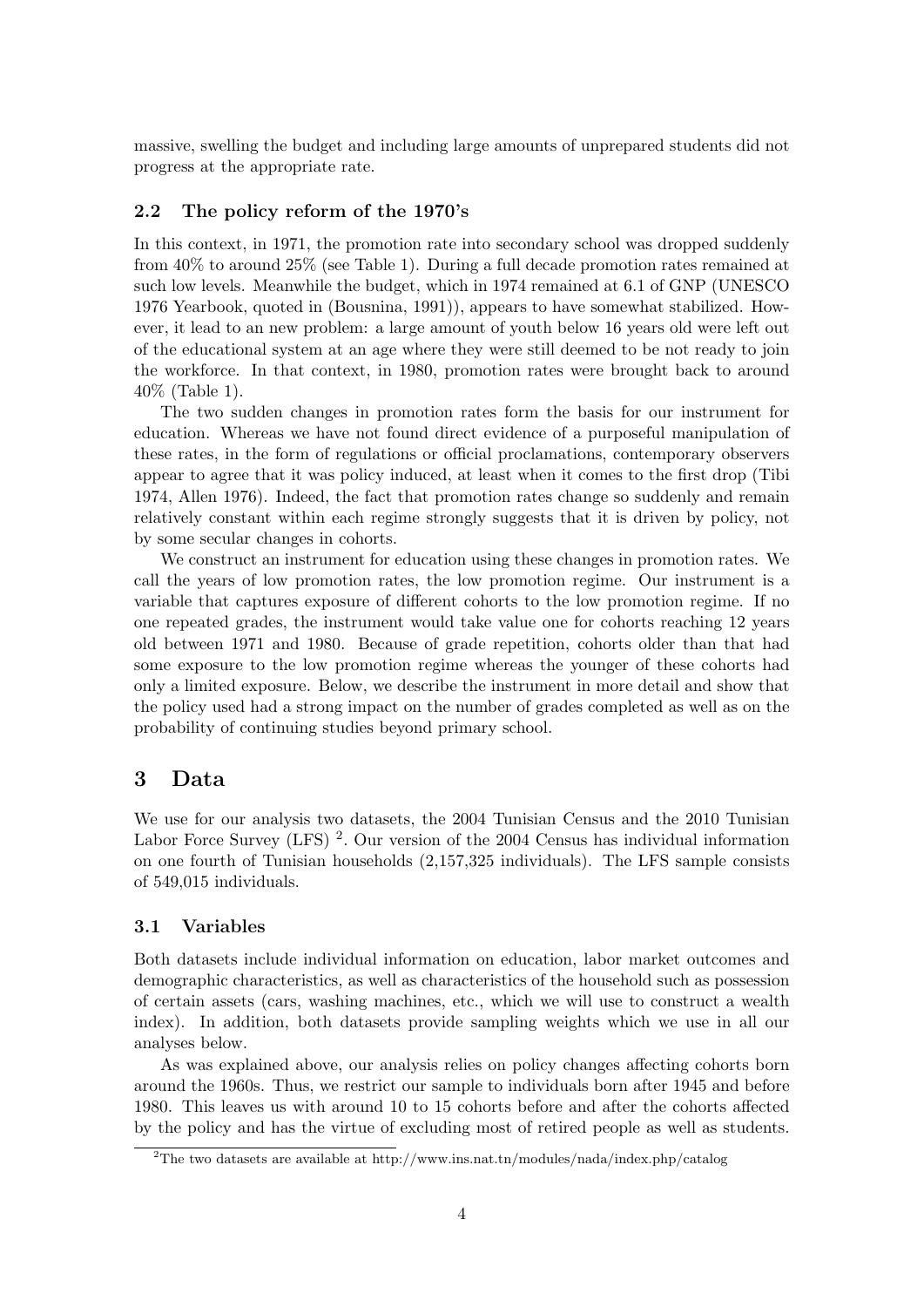massive, swelling the budget and including large amounts of unprepared students did not progress at the appropriate rate.

### 2.2 The policy reform of the 1970's

In this context, in 1971, the promotion rate into secondary school was dropped suddenly from 40% to around 25% (see Table 1). During a full decade promotion rates remained at such low levels. Meanwhile the budget, which in 1974 remained at 6.1 of GNP (UNESCO 1976 Yearbook, quoted in (Bousnina, 1991)), appears to have somewhat stabilized. However, it lead to an new problem: a large amount of youth below 16 years old were left out of the educational system at an age where they were still deemed to be not ready to join the workforce. In that context, in 1980, promotion rates were brought back to around 40% (Table 1).

The two sudden changes in promotion rates form the basis for our instrument for education. Whereas we have not found direct evidence of a purposeful manipulation of these rates, in the form of regulations or official proclamations, contemporary observers appear to agree that it was policy induced, at least when it comes to the first drop (Tibi 1974, Allen 1976). Indeed, the fact that promotion rates change so suddenly and remain relatively constant within each regime strongly suggests that it is driven by policy, not by some secular changes in cohorts.

We construct an instrument for education using these changes in promotion rates. We call the years of low promotion rates, the low promotion regime. Our instrument is a variable that captures exposure of different cohorts to the low promotion regime. If no one repeated grades, the instrument would take value one for cohorts reaching 12 years old between 1971 and 1980. Because of grade repetition, cohorts older than that had some exposure to the low promotion regime whereas the younger of these cohorts had only a limited exposure. Below, we describe the instrument in more detail and show that the policy used had a strong impact on the number of grades completed as well as on the probability of continuing studies beyond primary school.

## 3 Data

We use for our analysis two datasets, the 2004 Tunisian Census and the 2010 Tunisian Labor Force Survey (LFS) [2]. Our version of the 2004 Census has individual information on one fourth of Tunisian households (2,157,325 individuals). The LFS sample consists of 549,015 individuals.

### 3.1 Variables

Both datasets include individual information on education, labor market outcomes and demographic characteristics, as well as characteristics of the household such as possession of certain assets (cars, washing machines, etc., which we will use to construct a wealth index). In addition, both datasets provide sampling weights which we use in all our analyses below.

As was explained above, our analysis relies on policy changes affecting cohorts born around the 1960s. Thus, we restrict our sample to individuals born after 1945 and before 1980. This leaves us with around 10 to 15 cohorts before and after the cohorts affected by the policy and has the virtue of excluding most of retired people as well as students.

[2] The two datasets are available at http://www.ins.nat.tn/modules/nada/index.php/catalog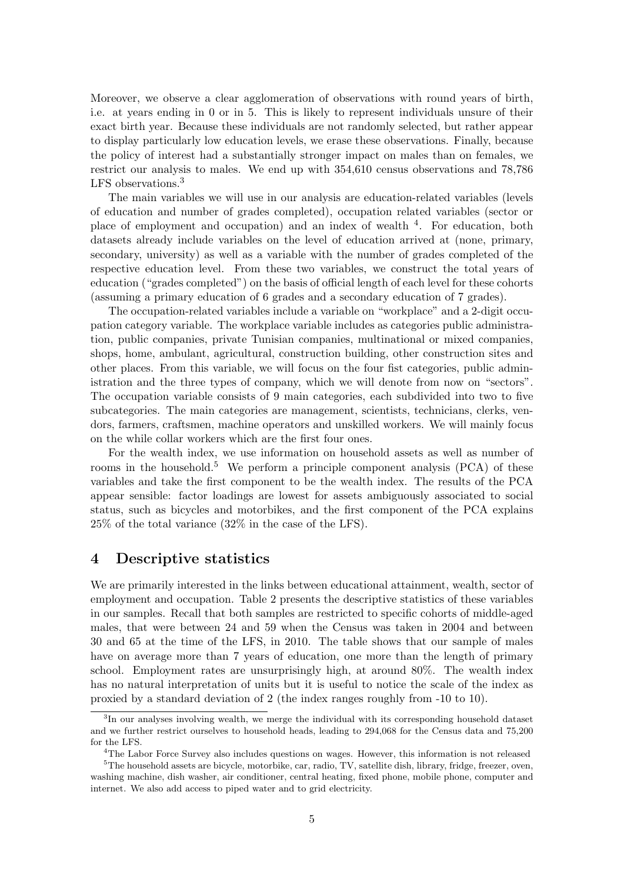Moreover, we observe a clear agglomeration of observations with round years of birth, i.e. at years ending in 0 or in 5. This is likely to represent individuals unsure of their exact birth year. Because these individuals are not randomly selected, but rather appear to display particularly low education levels, we erase these observations. Finally, because the policy of interest had a substantially stronger impact on males than on females, we restrict our analysis to males. We end up with 354,610 census observations and 78,786 LFS observations.[3]

The main variables we will use in our analysis are education-related variables (levels of education and number of grades completed), occupation related variables (sector or place of employment and occupation) and an index of wealth [4]. For education, both datasets already include variables on the level of education arrived at (none, primary, secondary, university) as well as a variable with the number of grades completed of the respective education level. From these two variables, we construct the total years of education ("grades completed") on the basis of official length of each level for these cohorts (assuming a primary education of 6 grades and a secondary education of 7 grades).

The occupation-related variables include a variable on "workplace" and a 2-digit occupation category variable. The workplace variable includes as categories public administration, public companies, private Tunisian companies, multinational or mixed companies, shops, home, ambulant, agricultural, construction building, other construction sites and other places. From this variable, we will focus on the four fist categories, public administration and the three types of company, which we will denote from now on "sectors". The occupation variable consists of 9 main categories, each subdivided into two to five subcategories. The main categories are management, scientists, technicians, clerks, vendors, farmers, craftsmen, machine operators and unskilled workers. We will mainly focus on the while collar workers which are the first four ones.

For the wealth index, we use information on household assets as well as number of rooms in the household.[5] We perform a principle component analysis (PCA) of these variables and take the first component to be the wealth index. The results of the PCA appear sensible: factor loadings are lowest for assets ambiguously associated to social status, such as bicycles and motorbikes, and the first component of the PCA explains 25% of the total variance (32% in the case of the LFS).

## 4 Descriptive statistics

We are primarily interested in the links between educational attainment, wealth, sector of employment and occupation. Table 2 presents the descriptive statistics of these variables in our samples. Recall that both samples are restricted to specific cohorts of middle-aged males, that were between 24 and 59 when the Census was taken in 2004 and between 30 and 65 at the time of the LFS, in 2010. The table shows that our sample of males have on average more than 7 years of education, one more than the length of primary school. Employment rates are unsurprisingly high, at around 80%. The wealth index has no natural interpretation of units but it is useful to notice the scale of the index as proxied by a standard deviation of 2 (the index ranges roughly from -10 to 10).

[3]In our analyses involving wealth, we merge the individual with its corresponding household dataset and we further restrict ourselves to household heads, leading to 294,068 for the Census data and 75,200 for the LFS.

[4]The Labor Force Survey also includes questions on wages. However, this information is not released

[5]The household assets are bicycle, motorbike, car, radio, TV, satellite dish, library, fridge, freezer, oven, washing machine, dish washer, air conditioner, central heating, fixed phone, mobile phone, computer and internet. We also add access to piped water and to grid electricity.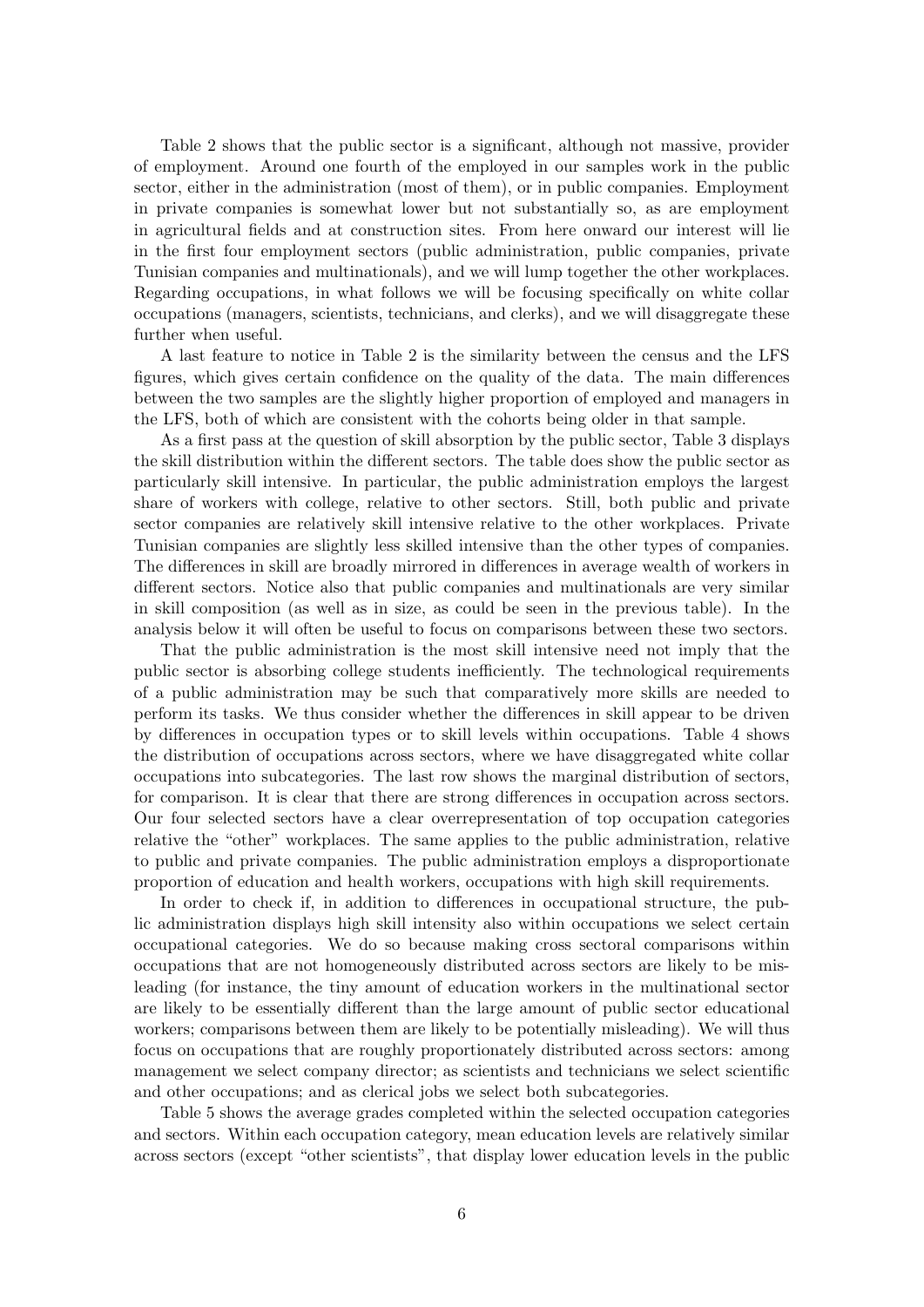Table 2 shows that the public sector is a significant, although not massive, provider of employment. Around one fourth of the employed in our samples work in the public sector, either in the administration (most of them), or in public companies. Employment in private companies is somewhat lower but not substantially so, as are employment in agricultural fields and at construction sites. From here onward our interest will lie in the first four employment sectors (public administration, public companies, private Tunisian companies and multinationals), and we will lump together the other workplaces. Regarding occupations, in what follows we will be focusing specifically on white collar occupations (managers, scientists, technicians, and clerks), and we will disaggregate these further when useful.

A last feature to notice in Table 2 is the similarity between the census and the LFS figures, which gives certain confidence on the quality of the data. The main differences between the two samples are the slightly higher proportion of employed and managers in the LFS, both of which are consistent with the cohorts being older in that sample.

As a first pass at the question of skill absorption by the public sector, Table 3 displays the skill distribution within the different sectors. The table does show the public sector as particularly skill intensive. In particular, the public administration employs the largest share of workers with college, relative to other sectors. Still, both public and private sector companies are relatively skill intensive relative to the other workplaces. Private Tunisian companies are slightly less skilled intensive than the other types of companies. The differences in skill are broadly mirrored in differences in average wealth of workers in different sectors. Notice also that public companies and multinationals are very similar in skill composition (as well as in size, as could be seen in the previous table). In the analysis below it will often be useful to focus on comparisons between these two sectors.

That the public administration is the most skill intensive need not imply that the public sector is absorbing college students inefficiently. The technological requirements of a public administration may be such that comparatively more skills are needed to perform its tasks. We thus consider whether the differences in skill appear to be driven by differences in occupation types or to skill levels within occupations. Table 4 shows the distribution of occupations across sectors, where we have disaggregated white collar occupations into subcategories. The last row shows the marginal distribution of sectors, for comparison. It is clear that there are strong differences in occupation across sectors. Our four selected sectors have a clear overrepresentation of top occupation categories relative the "other" workplaces. The same applies to the public administration, relative to public and private companies. The public administration employs a disproportionate proportion of education and health workers, occupations with high skill requirements.

In order to check if, in addition to differences in occupational structure, the public administration displays high skill intensity also within occupations we select certain occupational categories. We do so because making cross sectoral comparisons within occupations that are not homogeneously distributed across sectors are likely to be misleading (for instance, the tiny amount of education workers in the multinational sector are likely to be essentially different than the large amount of public sector educational workers; comparisons between them are likely to be potentially misleading). We will thus focus on occupations that are roughly proportionately distributed across sectors: among management we select company director; as scientists and technicians we select scientific and other occupations; and as clerical jobs we select both subcategories.

Table 5 shows the average grades completed within the selected occupation categories and sectors. Within each occupation category, mean education levels are relatively similar across sectors (except "other scientists", that display lower education levels in the public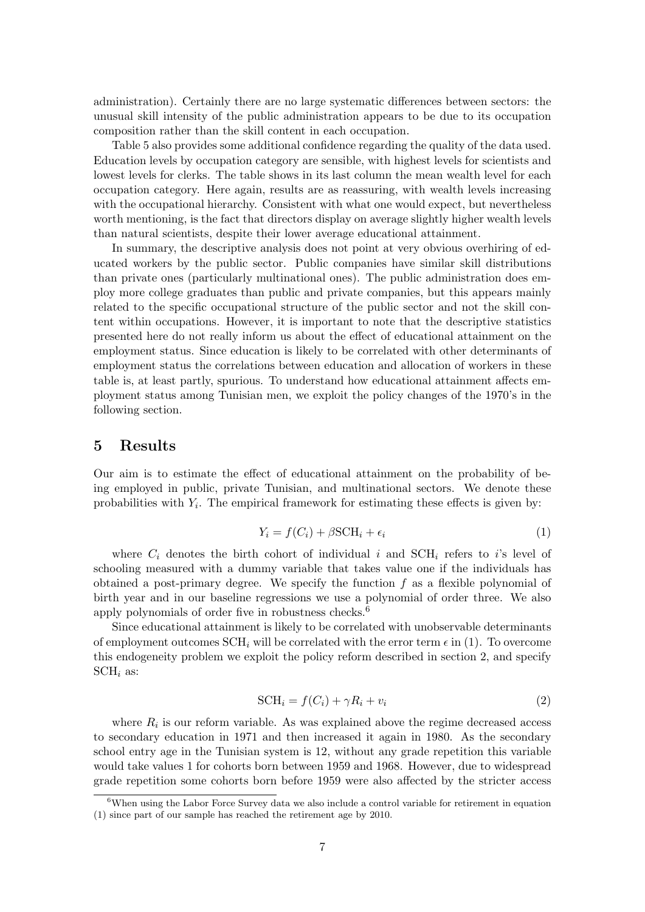administration). Certainly there are no large systematic differences between sectors: the unusual skill intensity of the public administration appears to be due to its occupation composition rather than the skill content in each occupation.

Table 5 also provides some additional confidence regarding the quality of the data used. Education levels by occupation category are sensible, with highest levels for scientists and lowest levels for clerks. The table shows in its last column the mean wealth level for each occupation category. Here again, results are as reassuring, with wealth levels increasing with the occupational hierarchy. Consistent with what one would expect, but nevertheless worth mentioning, is the fact that directors display on average slightly higher wealth levels than natural scientists, despite their lower average educational attainment.

In summary, the descriptive analysis does not point at very obvious overhiring of educated workers by the public sector. Public companies have similar skill distributions than private ones (particularly multinational ones). The public administration does employ more college graduates than public and private companies, but this appears mainly related to the specific occupational structure of the public sector and not the skill content within occupations. However, it is important to note that the descriptive statistics presented here do not really inform us about the effect of educational attainment on the employment status. Since education is likely to be correlated with other determinants of employment status the correlations between education and allocation of workers in these table is, at least partly, spurious. To understand how educational attainment affects employment status among Tunisian men, we exploit the policy changes of the 1970's in the following section.

# 5 Results

Our aim is to estimate the effect of educational attainment on the probability of being employed in public, private Tunisian, and multinational sectors. We denote these probabilities with $Y_i$. The empirical framework for estimating these effects is given by:

$$Y_i = f(C_i) + \beta \text{SCH}_i + \epsilon_i \tag{1}$$

where $C_i$ denotes the birth cohort of individual $i$ and $\text{SCH}_i$ refers to $i$'s level of schooling measured with a dummy variable that takes value one if the individuals has obtained a post-primary degree. We specify the function $f$ as a flexible polynomial of birth year and in our baseline regressions we use a polynomial of order three. We also apply polynomials of order five in robustness checks.[6]

Since educational attainment is likely to be correlated with unobservable determinants of employment outcomes $\text{SCH}_i$ will be correlated with the error term $\epsilon$ in (1). To overcome this endogeneity problem we exploit the policy reform described in section 2, and specify $\text{SCH}_i$ as:

$$\text{SCH}_i = f(C_i) + \gamma R_i + v_i \tag{2}$$

where $R_i$ is our reform variable. As was explained above the regime decreased access to secondary education in 1971 and then increased it again in 1980. As the secondary school entry age in the Tunisian system is 12, without any grade repetition this variable would take values 1 for cohorts born between 1959 and 1968. However, due to widespread grade repetition some cohorts born before 1959 were also affected by the stricter access

[6] When using the Labor Force Survey data we also include a control variable for retirement in equation (1) since part of our sample has reached the retirement age by 2010.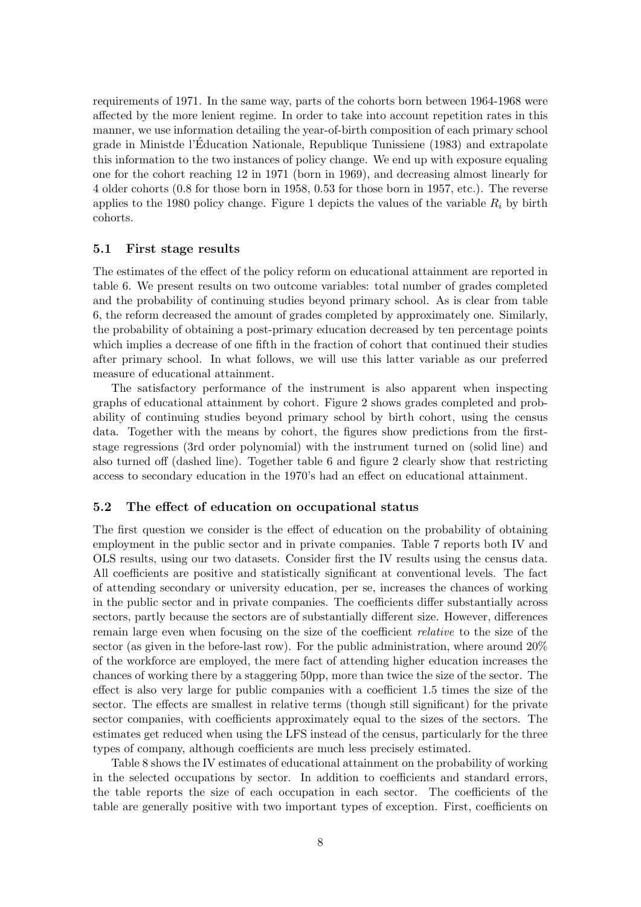requirements of 1971. In the same way, parts of the cohorts born between 1964-1968 were affected by the more lenient regime. In order to take into account repetition rates in this manner, we use information detailing the year-of-birth composition of each primary school grade in Ministde l'Éducation Nationale, Republique Tunissiene (1983) and extrapolate this information to the two instances of policy change. We end up with exposure equaling one for the cohort reaching 12 in 1971 (born in 1969), and decreasing almost linearly for 4 older cohorts (0.8 for those born in 1958, 0.53 for those born in 1957, etc.). The reverse applies to the 1980 policy change. Figure 1 depicts the values of the variable $R_i$ by birth cohorts.

### 5.1 First stage results

The estimates of the effect of the policy reform on educational attainment are reported in table 6. We present results on two outcome variables: total number of grades completed and the probability of continuing studies beyond primary school. As is clear from table 6, the reform decreased the amount of grades completed by approximately one. Similarly, the probability of obtaining a post-primary education decreased by ten percentage points which implies a decrease of one fifth in the fraction of cohort that continued their studies after primary school. In what follows, we will use this latter variable as our preferred measure of educational attainment.

The satisfactory performance of the instrument is also apparent when inspecting graphs of educational attainment by cohort. Figure 2 shows grades completed and probability of continuing studies beyond primary school by birth cohort, using the census data. Together with the means by cohort, the figures show predictions from the first-stage regressions (3rd order polynomial) with the instrument turned on (solid line) and also turned off (dashed line). Together table 6 and figure 2 clearly show that restricting access to secondary education in the 1970's had an effect on educational attainment.

### 5.2 The effect of education on occupational status

The first question we consider is the effect of education on the probability of obtaining employment in the public sector and in private companies. Table 7 reports both IV and OLS results, using our two datasets. Consider first the IV results using the census data. All coefficients are positive and statistically significant at conventional levels. The fact of attending secondary or university education, per se, increases the chances of working in the public sector and in private companies. The coefficients differ substantially across sectors, partly because the sectors are of substantially different size. However, differences remain large even when focusing on the size of the coefficient *relative* to the size of the sector (as given in the before-last row). For the public administration, where around 20% of the workforce are employed, the mere fact of attending higher education increases the chances of working there by a staggering 50pp, more than twice the size of the sector. The effect is also very large for public companies with a coefficient 1.5 times the size of the sector. The effects are smallest in relative terms (though still significant) for the private sector companies, with coefficients approximately equal to the sizes of the sectors. The estimates get reduced when using the LFS instead of the census, particularly for the three types of company, although coefficients are much less precisely estimated.

Table 8 shows the IV estimates of educational attainment on the probability of working in the selected occupations by sector. In addition to coefficients and standard errors, the table reports the size of each occupation in each sector. The coefficients of the table are generally positive with two important types of exception. First, coefficients on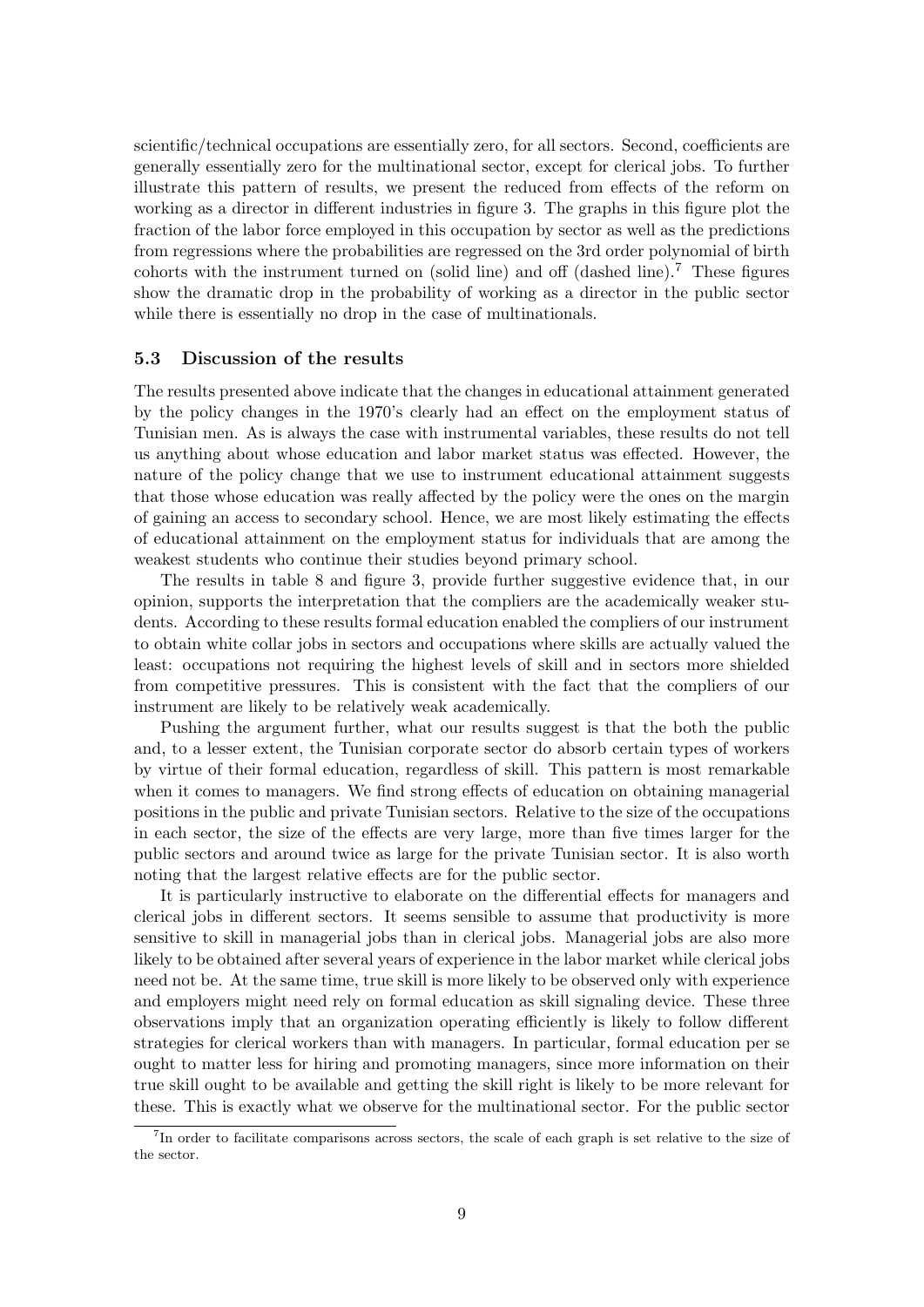scientific/technical occupations are essentially zero, for all sectors. Second, coefficients are generally essentially zero for the multinational sector, except for clerical jobs. To further illustrate this pattern of results, we present the reduced from effects of the reform on working as a director in different industries in figure 3. The graphs in this figure plot the fraction of the labor force employed in this occupation by sector as well as the predictions from regressions where the probabilities are regressed on the 3rd order polynomial of birth cohorts with the instrument turned on (solid line) and off (dashed line).[7] These figures show the dramatic drop in the probability of working as a director in the public sector while there is essentially no drop in the case of multinationals.

### 5.3 Discussion of the results

The results presented above indicate that the changes in educational attainment generated by the policy changes in the 1970's clearly had an effect on the employment status of Tunisian men. As is always the case with instrumental variables, these results do not tell us anything about whose education and labor market status was effected. However, the nature of the policy change that we use to instrument educational attainment suggests that those whose education was really affected by the policy were the ones on the margin of gaining an access to secondary school. Hence, we are most likely estimating the effects of educational attainment on the employment status for individuals that are among the weakest students who continue their studies beyond primary school.

The results in table 8 and figure 3, provide further suggestive evidence that, in our opinion, supports the interpretation that the compliers are the academically weaker students. According to these results formal education enabled the compliers of our instrument to obtain white collar jobs in sectors and occupations where skills are actually valued the least: occupations not requiring the highest levels of skill and in sectors more shielded from competitive pressures. This is consistent with the fact that the compliers of our instrument are likely to be relatively weak academically.

Pushing the argument further, what our results suggest is that the both the public and, to a lesser extent, the Tunisian corporate sector do absorb certain types of workers by virtue of their formal education, regardless of skill. This pattern is most remarkable when it comes to managers. We find strong effects of education on obtaining managerial positions in the public and private Tunisian sectors. Relative to the size of the occupations in each sector, the size of the effects are very large, more than five times larger for the public sectors and around twice as large for the private Tunisian sector. It is also worth noting that the largest relative effects are for the public sector.

It is particularly instructive to elaborate on the differential effects for managers and clerical jobs in different sectors. It seems sensible to assume that productivity is more sensitive to skill in managerial jobs than in clerical jobs. Managerial jobs are also more likely to be obtained after several years of experience in the labor market while clerical jobs need not be. At the same time, true skill is more likely to be observed only with experience and employers might need rely on formal education as skill signaling device. These three observations imply that an organization operating efficiently is likely to follow different strategies for clerical workers than with managers. In particular, formal education per se ought to matter less for hiring and promoting managers, since more information on their true skill ought to be available and getting the skill right is likely to be more relevant for these. This is exactly what we observe for the multinational sector. For the public sector

[7] In order to facilitate comparisons across sectors, the scale of each graph is set relative to the size of the sector.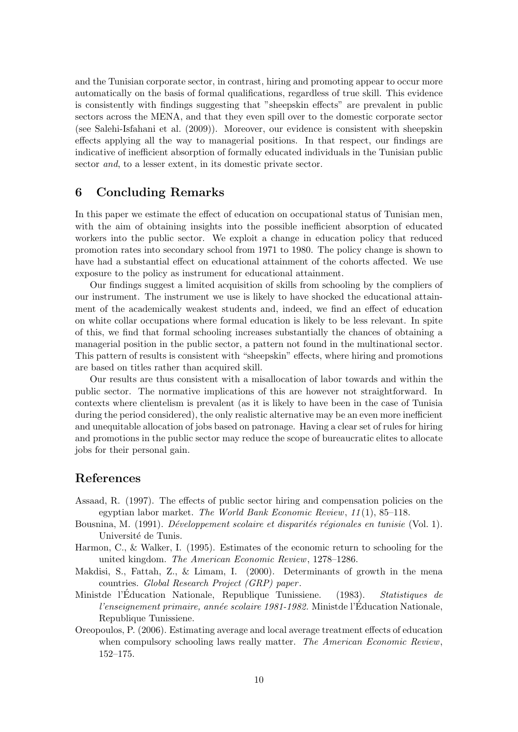and the Tunisian corporate sector, in contrast, hiring and promoting appear to occur more automatically on the basis of formal qualifications, regardless of true skill. This evidence is consistently with findings suggesting that "sheepskin effects" are prevalent in public sectors across the MENA, and that they even spill over to the domestic corporate sector (see Salehi-Isfahani et al. (2009)). Moreover, our evidence is consistent with sheepskin effects applying all the way to managerial positions. In that respect, our findings are indicative of inefficient absorption of formally educated individuals in the Tunisian public sector *and*, to a lesser extent, in its domestic private sector.

## 6 Concluding Remarks

In this paper we estimate the effect of education on occupational status of Tunisian men, with the aim of obtaining insights into the possible inefficient absorption of educated workers into the public sector. We exploit a change in education policy that reduced promotion rates into secondary school from 1971 to 1980. The policy change is shown to have had a substantial effect on educational attainment of the cohorts affected. We use exposure to the policy as instrument for educational attainment.

Our findings suggest a limited acquisition of skills from schooling by the compliers of our instrument. The instrument we use is likely to have shocked the educational attainment of the academically weakest students and, indeed, we find an effect of education on white collar occupations where formal education is likely to be less relevant. In spite of this, we find that formal schooling increases substantially the chances of obtaining a managerial position in the public sector, a pattern not found in the multinational sector. This pattern of results is consistent with "sheepskin" effects, where hiring and promotions are based on titles rather than acquired skill.

Our results are thus consistent with a misallocation of labor towards and within the public sector. The normative implications of this are however not straightforward. In contexts where clientelism is prevalent (as it is likely to have been in the case of Tunisia during the period considered), the only realistic alternative may be an even more inefficient and unequitable allocation of jobs based on patronage. Having a clear set of rules for hiring and promotions in the public sector may reduce the scope of bureaucratic elites to allocate jobs for their personal gain.

## References

Assaad, R. (1997). The effects of public sector hiring and compensation policies on the egyptian labor market. *The World Bank Economic Review*, *11*(1), 85–118.

Bousnina, M. (1991). *Développement scolaire et disparités régionales en tunisie* (Vol. 1). Université de Tunis.

Harmon, C., & Walker, I. (1995). Estimates of the economic return to schooling for the united kingdom. *The American Economic Review*, 1278–1286.

Makdisi, S., Fattah, Z., & Limam, I. (2000). Determinants of growth in the mena countries. *Global Research Project (GRP) paper*.

Ministde l'Éducation Nationale, Republique Tunissiene. (1983). *Statistiques de l'enseignement primaire, année scolaire 1981-1982.* Ministde l'Éducation Nationale, Republique Tunissiene.

Oreopoulos, P. (2006). Estimating average and local average treatment effects of education when compulsory schooling laws really matter. *The American Economic Review*, 152–175.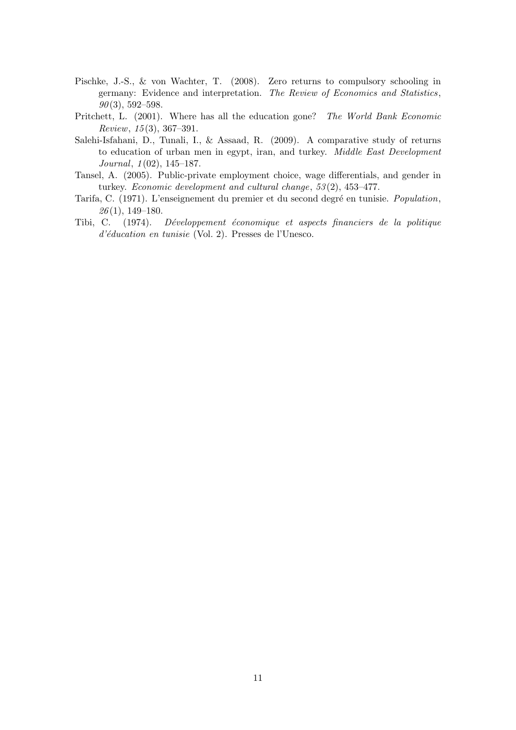Pischke, J.-S., & von Wachter, T. (2008). Zero returns to compulsory schooling in germany: Evidence and interpretation. *The Review of Economics and Statistics*, *90*(3), 592–598.

Pritchett, L. (2001). Where has all the education gone? *The World Bank Economic Review*, *15*(3), 367–391.

Salehi-Isfahani, D., Tunali, I., & Assaad, R. (2009). A comparative study of returns to education of urban men in egypt, iran, and turkey. *Middle East Development Journal*, *1*(02), 145–187.

Tansel, A. (2005). Public-private employment choice, wage differentials, and gender in turkey. *Economic development and cultural change*, *53*(2), 453–477.

Tarifa, C. (1971). L'enseignement du premier et du second degré en tunisie. *Population*, *26*(1), 149–180.

Tibi, C. (1974). *Développement économique et aspects financiers de la politique d'éducation en tunisie* (Vol. 2). Presses de l'Unesco.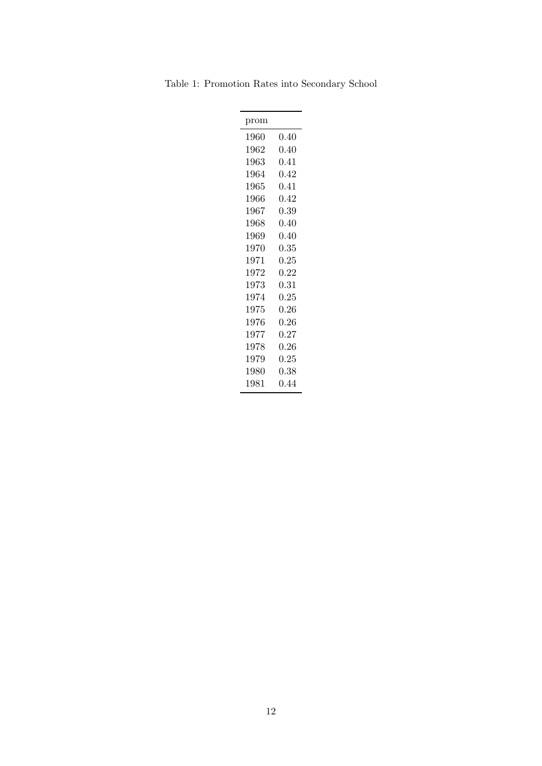Table 1: Promotion Rates into Secondary School

| prom | |
|---|---|
| 1960 | 0.40 |
| 1962 | 0.40 |
| 1963 | 0.41 |
| 1964 | 0.42 |
| 1965 | 0.41 |
| 1966 | 0.42 |
| 1967 | 0.39 |
| 1968 | 0.40 |
| 1969 | 0.40 |
| 1970 | 0.35 |
| 1971 | 0.25 |
| 1972 | 0.22 |
| 1973 | 0.31 |
| 1974 | 0.25 |
| 1975 | 0.26 |
| 1976 | 0.26 |
| 1977 | 0.27 |
| 1978 | 0.26 |
| 1979 | 0.25 |
| 1980 | 0.38 |
| 1981 | 0.44 |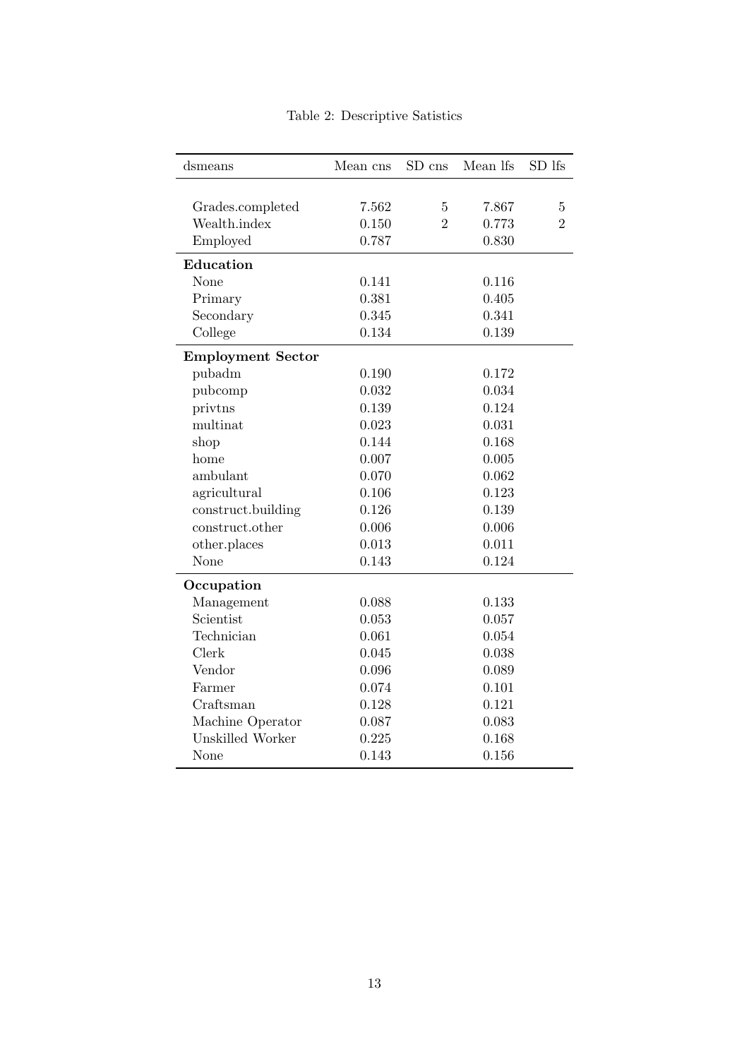Table 2: Descriptive Satistics

| dsmeans | Mean cns | SD cns | Mean lfs | SD lfs |
|---|---|---|---|---|
| Grades.completed | 7.562 | 5 | 7.867 | 5 |
| Wealth.index | 0.150 | 2 | 0.773 | 2 |
| Employed | 0.787 | | 0.830 | |
| **Education** | | | | |
| None | 0.141 | | 0.116 | |
| Primary | 0.381 | | 0.405 | |
| Secondary | 0.345 | | 0.341 | |
| College | 0.134 | | 0.139 | |
| **Employment Sector** | | | | |
| pubadm | 0.190 | | 0.172 | |
| pubcomp | 0.032 | | 0.034 | |
| privtns | 0.139 | | 0.124 | |
| multinat | 0.023 | | 0.031 | |
| shop | 0.144 | | 0.168 | |
| home | 0.007 | | 0.005 | |
| ambulant | 0.070 | | 0.062 | |
| agricultural | 0.106 | | 0.123 | |
| construct.building | 0.126 | | 0.139 | |
| construct.other | 0.006 | | 0.006 | |
| other.places | 0.013 | | 0.011 | |
| None | 0.143 | | 0.124 | |
| **Occupation** | | | | |
| Management | 0.088 | | 0.133 | |
| Scientist | 0.053 | | 0.057 | |
| Technician | 0.061 | | 0.054 | |
| Clerk | 0.045 | | 0.038 | |
| Vendor | 0.096 | | 0.089 | |
| Farmer | 0.074 | | 0.101 | |
| Craftsman | 0.128 | | 0.121 | |
| Machine Operator | 0.087 | | 0.083 | |
| Unskilled Worker | 0.225 | | 0.168 | |
| None | 0.143 | | 0.156 | |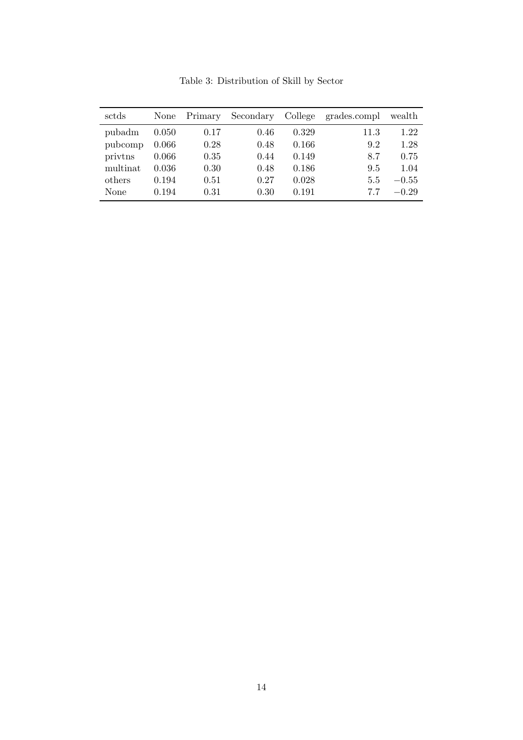Table 3: Distribution of Skill by Sector

| sctds | None | Primary | Secondary | College | grades.compl | wealth |
|---|---|---|---|---|---|---|
| pubadm | 0.050 | 0.17 | 0.46 | 0.329 | 11.3 | 1.22 |
| pubcomp | 0.066 | 0.28 | 0.48 | 0.166 | 9.2 | 1.28 |
| privtns | 0.066 | 0.35 | 0.44 | 0.149 | 8.7 | 0.75 |
| multinat | 0.036 | 0.30 | 0.48 | 0.186 | 9.5 | 1.04 |
| others | 0.194 | 0.51 | 0.27 | 0.028 | 5.5 | −0.55 |
| None | 0.194 | 0.31 | 0.30 | 0.191 | 7.7 | −0.29 |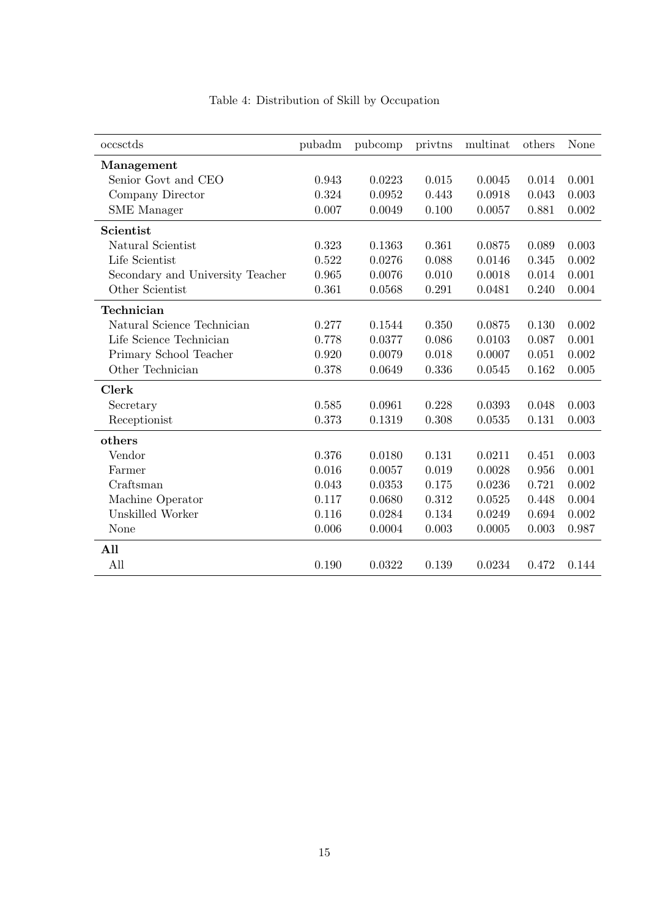Table 4: Distribution of Skill by Occupation

| occsctds | pubadm | pubcomp | privtns | multinat | others | None |
|---|---|---|---|---|---|---|
| **Management** | | | | | | |
| Senior Govt and CEO | 0.943 | 0.0223 | 0.015 | 0.0045 | 0.014 | 0.001 |
| Company Director | 0.324 | 0.0952 | 0.443 | 0.0918 | 0.043 | 0.003 |
| SME Manager | 0.007 | 0.0049 | 0.100 | 0.0057 | 0.881 | 0.002 |
| **Scientist** | | | | | | |
| Natural Scientist | 0.323 | 0.1363 | 0.361 | 0.0875 | 0.089 | 0.003 |
| Life Scientist | 0.522 | 0.0276 | 0.088 | 0.0146 | 0.345 | 0.002 |
| Secondary and University Teacher | 0.965 | 0.0076 | 0.010 | 0.0018 | 0.014 | 0.001 |
| Other Scientist | 0.361 | 0.0568 | 0.291 | 0.0481 | 0.240 | 0.004 |
| **Technician** | | | | | | |
| Natural Science Technician | 0.277 | 0.1544 | 0.350 | 0.0875 | 0.130 | 0.002 |
| Life Science Technician | 0.778 | 0.0377 | 0.086 | 0.0103 | 0.087 | 0.001 |
| Primary School Teacher | 0.920 | 0.0079 | 0.018 | 0.0007 | 0.051 | 0.002 |
| Other Technician | 0.378 | 0.0649 | 0.336 | 0.0545 | 0.162 | 0.005 |
| **Clerk** | | | | | | |
| Secretary | 0.585 | 0.0961 | 0.228 | 0.0393 | 0.048 | 0.003 |
| Receptionist | 0.373 | 0.1319 | 0.308 | 0.0535 | 0.131 | 0.003 |
| **others** | | | | | | |
| Vendor | 0.376 | 0.0180 | 0.131 | 0.0211 | 0.451 | 0.003 |
| Farmer | 0.016 | 0.0057 | 0.019 | 0.0028 | 0.956 | 0.001 |
| Craftsman | 0.043 | 0.0353 | 0.175 | 0.0236 | 0.721 | 0.002 |
| Machine Operator | 0.117 | 0.0680 | 0.312 | 0.0525 | 0.448 | 0.004 |
| Unskilled Worker | 0.116 | 0.0284 | 0.134 | 0.0249 | 0.694 | 0.002 |
| None | 0.006 | 0.0004 | 0.003 | 0.0005 | 0.003 | 0.987 |
| **All** | | | | | | |
| All | 0.190 | 0.0322 | 0.139 | 0.0234 | 0.472 | 0.144 |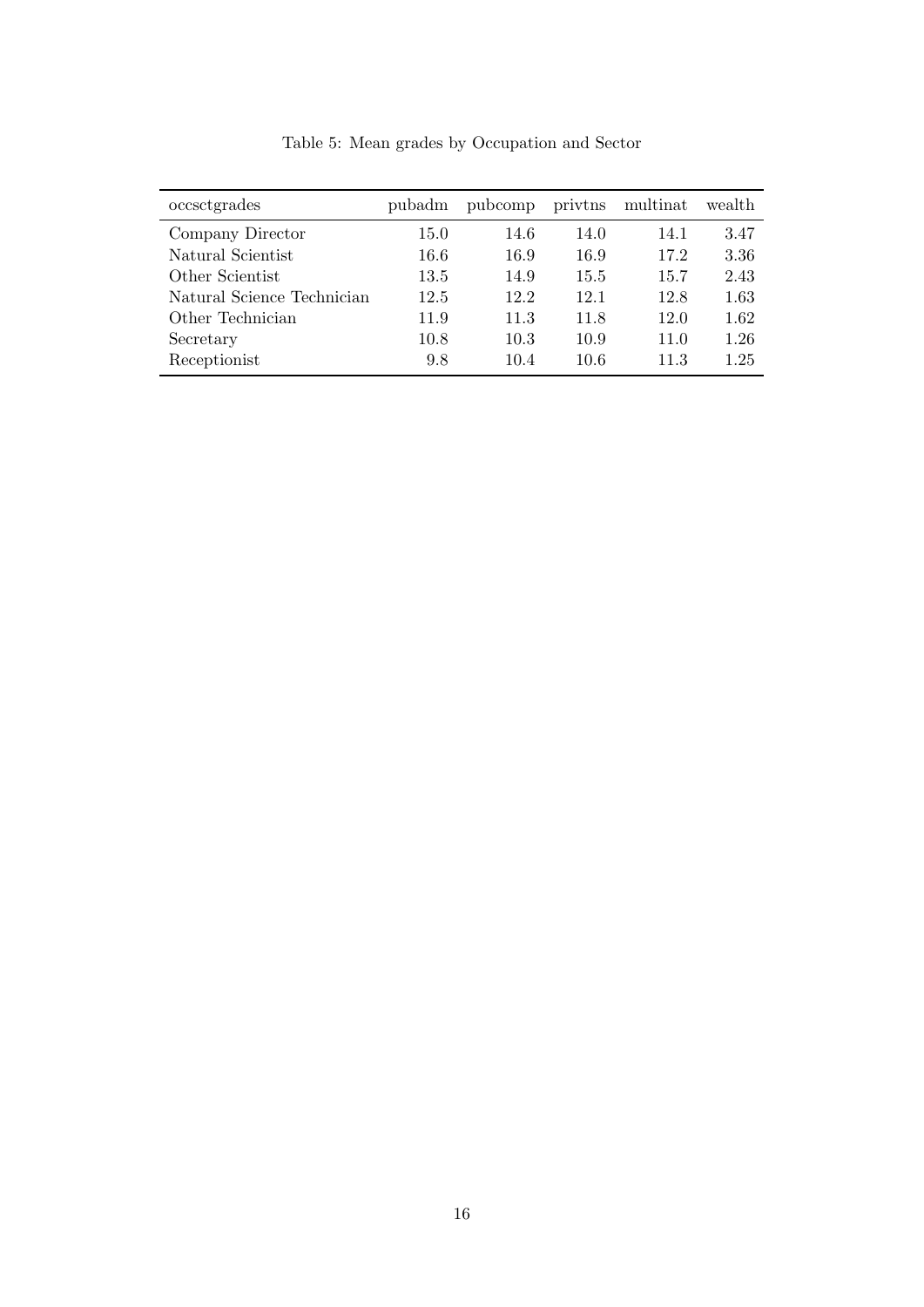Table 5: Mean grades by Occupation and Sector

| occsctgrades | pubadm | pubcomp | privtns | multinat | wealth |
|---|---|---|---|---|---|
| Company Director | 15.0 | 14.6 | 14.0 | 14.1 | 3.47 |
| Natural Scientist | 16.6 | 16.9 | 16.9 | 17.2 | 3.36 |
| Other Scientist | 13.5 | 14.9 | 15.5 | 15.7 | 2.43 |
| Natural Science Technician | 12.5 | 12.2 | 12.1 | 12.8 | 1.63 |
| Other Technician | 11.9 | 11.3 | 11.8 | 12.0 | 1.62 |
| Secretary | 10.8 | 10.3 | 10.9 | 11.0 | 1.26 |
| Receptionist | 9.8 | 10.4 | 10.6 | 11.3 | 1.25 |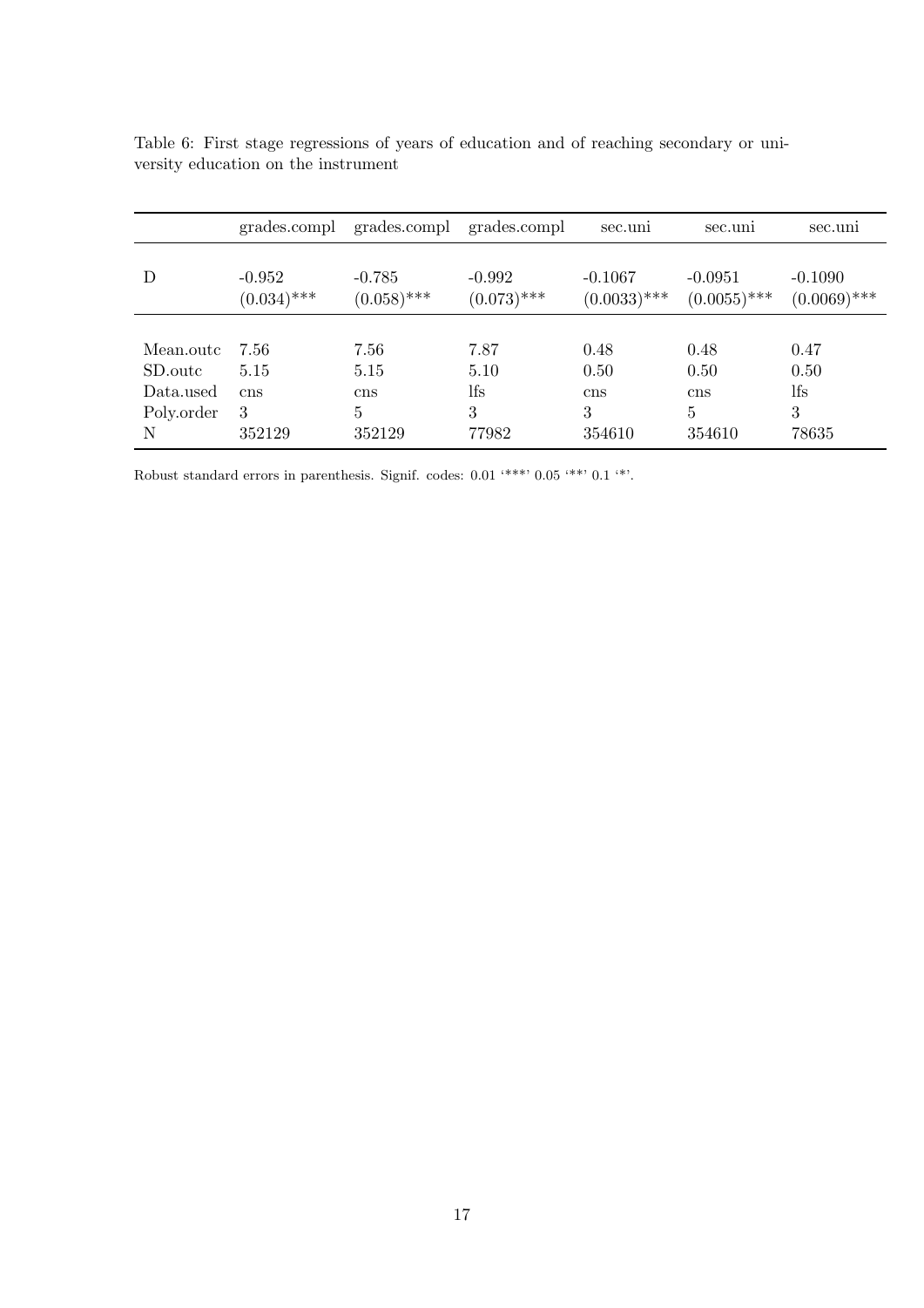Table 6: First stage regressions of years of education and of reaching secondary or university education on the instrument

| | grades.compl | grades.compl | grades.compl | sec.uni | sec.uni | sec.uni |
|---|---|---|---|---|---|---|
| D | -0.952 | -0.785 | -0.992 | -0.1067 | -0.0951 | -0.1090 |
| | (0.034)*** | (0.058)*** | (0.073)*** | (0.0033)*** | (0.0055)*** | (0.0069)*** |
| Mean.outc | 7.56 | 7.56 | 7.87 | 0.48 | 0.48 | 0.47 |
| SD.outc | 5.15 | 5.15 | 5.10 | 0.50 | 0.50 | 0.50 |
| Data.used | cns | cns | lfs | cns | cns | lfs |
| Poly.order | 3 | 5 | 3 | 3 | 5 | 3 |
| N | 352129 | 352129 | 77982 | 354610 | 354610 | 78635 |

Robust standard errors in parenthesis. Signif. codes: 0.01 '***' 0.05 '**' 0.1 '*'.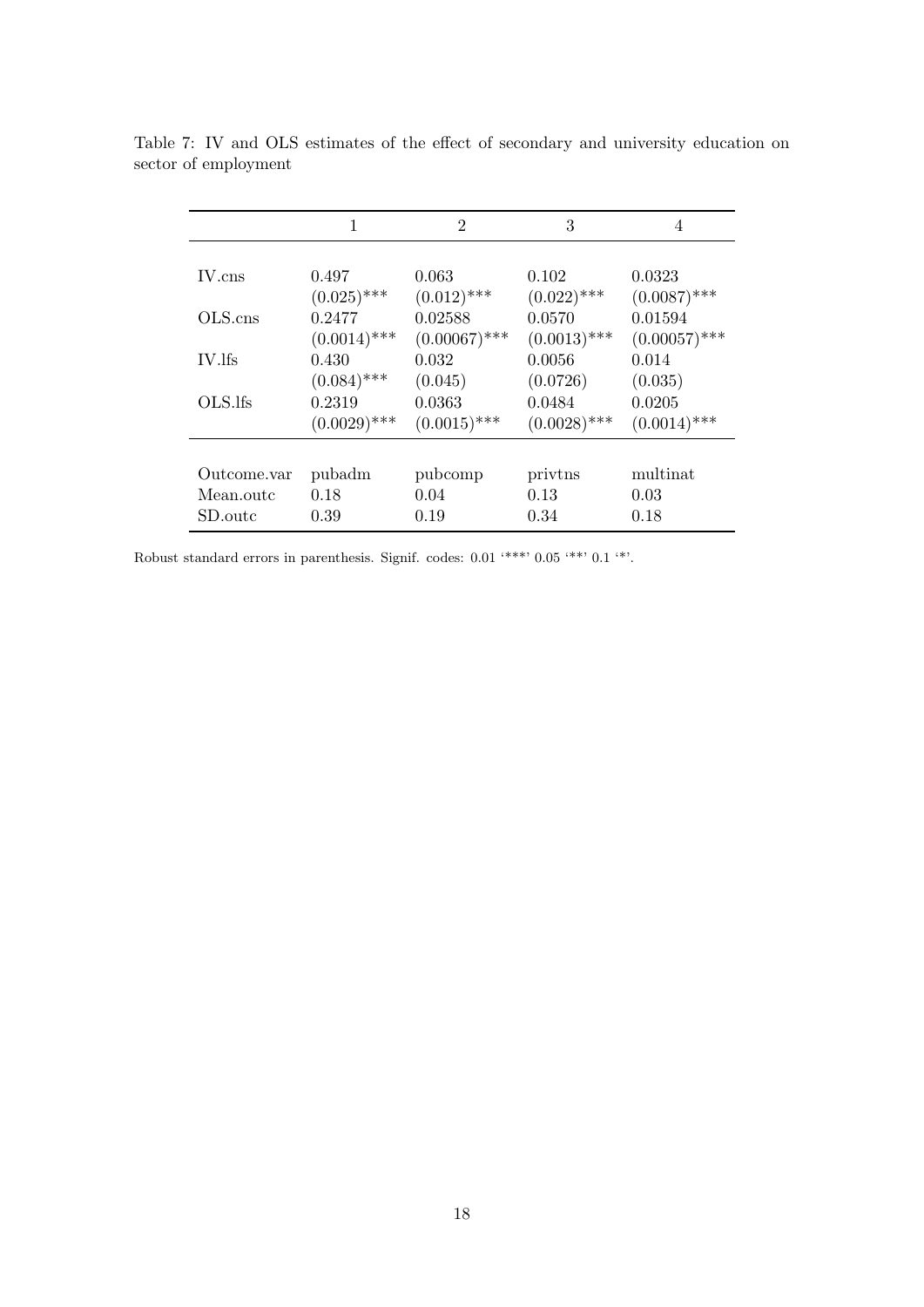Table 7: IV and OLS estimates of the effect of secondary and university education on sector of employment

| | 1 | 2 | 3 | 4 |
|---|---|---|---|---|
| IV.cns | 0.497 | 0.063 | 0.102 | 0.0323 |
| | (0.025)*** | (0.012)*** | (0.022)*** | (0.0087)*** |
| OLS.cns | 0.2477 | 0.02588 | 0.0570 | 0.01594 |
| | (0.0014)*** | (0.00067)*** | (0.0013)*** | (0.00057)*** |
| IV.lfs | 0.430 | 0.032 | 0.0056 | 0.014 |
| | (0.084)*** | (0.045) | (0.0726) | (0.035) |
| OLS.lfs | 0.2319 | 0.0363 | 0.0484 | 0.0205 |
| | (0.0029)*** | (0.0015)*** | (0.0028)*** | (0.0014)*** |
| Outcome.var | pubadm | pubcomp | privtns | multinat |
| Mean.outc | 0.18 | 0.04 | 0.13 | 0.03 |
| SD.outc | 0.39 | 0.19 | 0.34 | 0.18 |

Robust standard errors in parenthesis. Signif. codes: 0.01 '***' 0.05 '**' 0.1 '*'.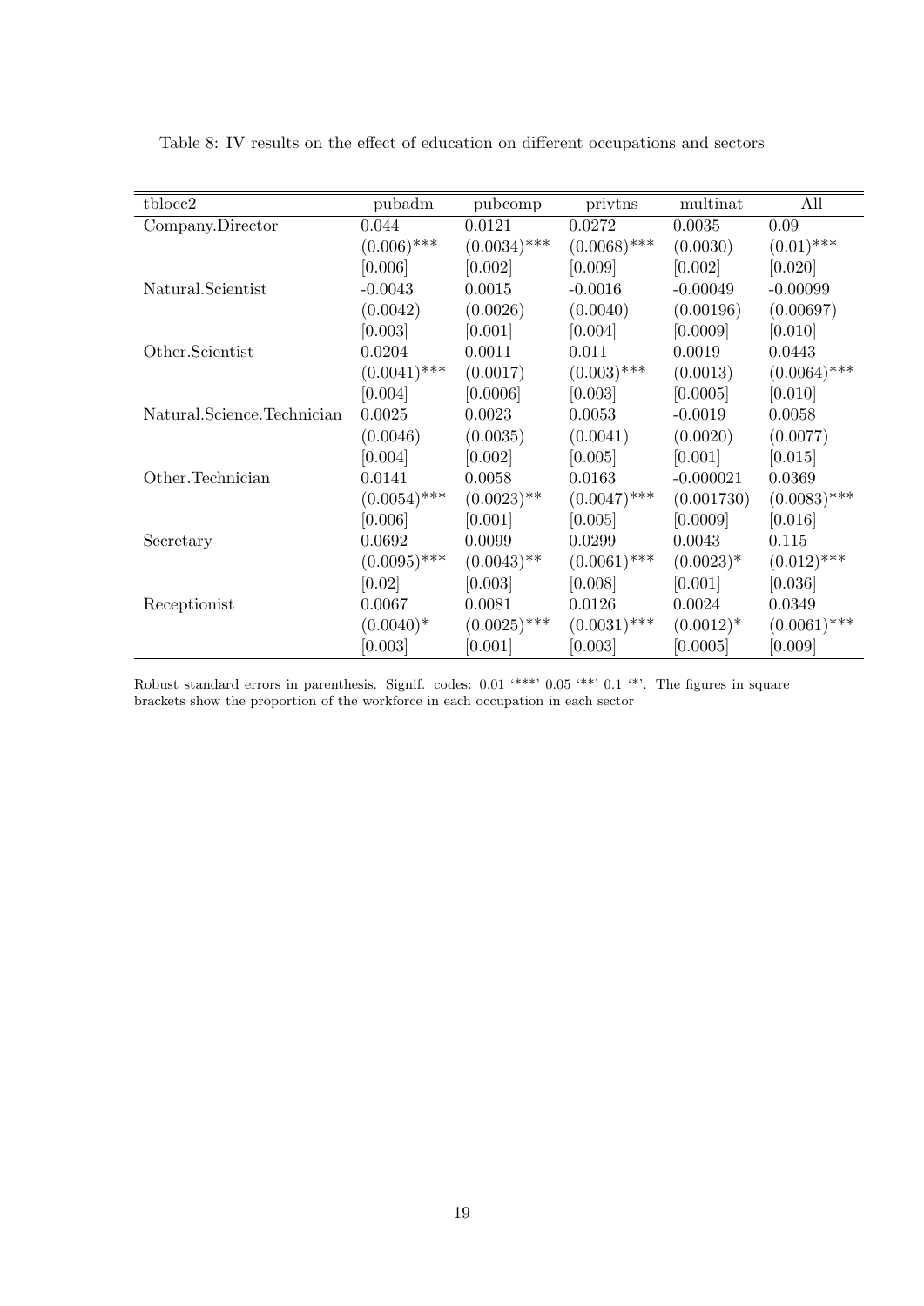Table 8: IV results on the effect of education on different occupations and sectors

| tblocc2 | pubadm | pubcomp | privtns | multinat | All |
|---|---|---|---|---|---|
| Company.Director | 0.044 | 0.0121 | 0.0272 | 0.0035 | 0.09 |
| | (0.006)*** | (0.0034)*** | (0.0068)*** | (0.0030) | (0.01)*** |
| | [0.006] | [0.002] | [0.009] | [0.002] | [0.020] |
| Natural.Scientist | -0.0043 | 0.0015 | -0.0016 | -0.00049 | -0.00099 |
| | (0.0042) | (0.0026) | (0.0040) | (0.00196) | (0.00697) |
| | [0.003] | [0.001] | [0.004] | [0.0009] | [0.010] |
| Other.Scientist | 0.0204 | 0.0011 | 0.011 | 0.0019 | 0.0443 |
| | (0.0041)*** | (0.0017) | (0.003)*** | (0.0013) | (0.0064)*** |
| | [0.004] | [0.0006] | [0.003] | [0.0005] | [0.010] |
| Natural.Science.Technician | 0.0025 | 0.0023 | 0.0053 | -0.0019 | 0.0058 |
| | (0.0046) | (0.0035) | (0.0041) | (0.0020) | (0.0077) |
| | [0.004] | [0.002] | [0.005] | [0.001] | [0.015] |
| Other.Technician | 0.0141 | 0.0058 | 0.0163 | -0.000021 | 0.0369 |
| | (0.0054)*** | (0.0023)** | (0.0047)*** | (0.001730) | (0.0083)*** |
| | [0.006] | [0.001] | [0.005] | [0.0009] | [0.016] |
| Secretary | 0.0692 | 0.0099 | 0.0299 | 0.0043 | 0.115 |
| | (0.0095)*** | (0.0043)** | (0.0061)*** | (0.0023)* | (0.012)*** |
| | [0.02] | [0.003] | [0.008] | [0.001] | [0.036] |
| Receptionist | 0.0067 | 0.0081 | 0.0126 | 0.0024 | 0.0349 |
| | (0.0040)* | (0.0025)*** | (0.0031)*** | (0.0012)* | (0.0061)*** |
| | [0.003] | [0.001] | [0.003] | [0.0005] | [0.009] |

Robust standard errors in parenthesis. Signif. codes: 0.01 '***' 0.05 '**' 0.1 '*'. The figures in square brackets show the proportion of the workforce in each occupation in each sector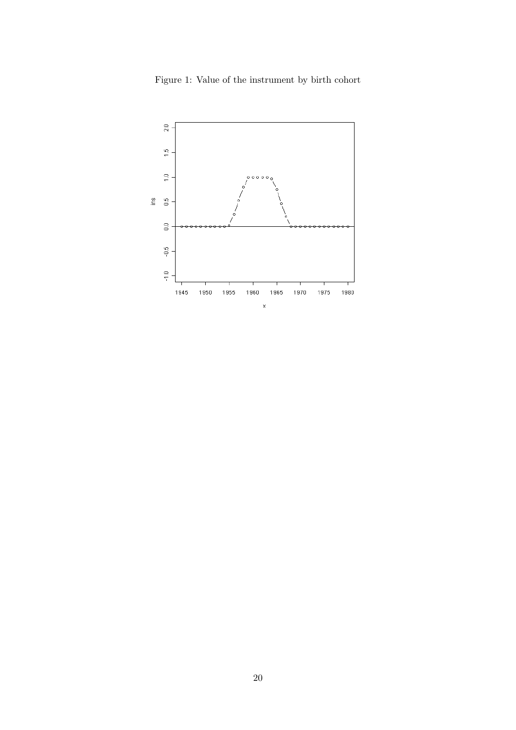Figure 1: Value of the instrument by birth cohort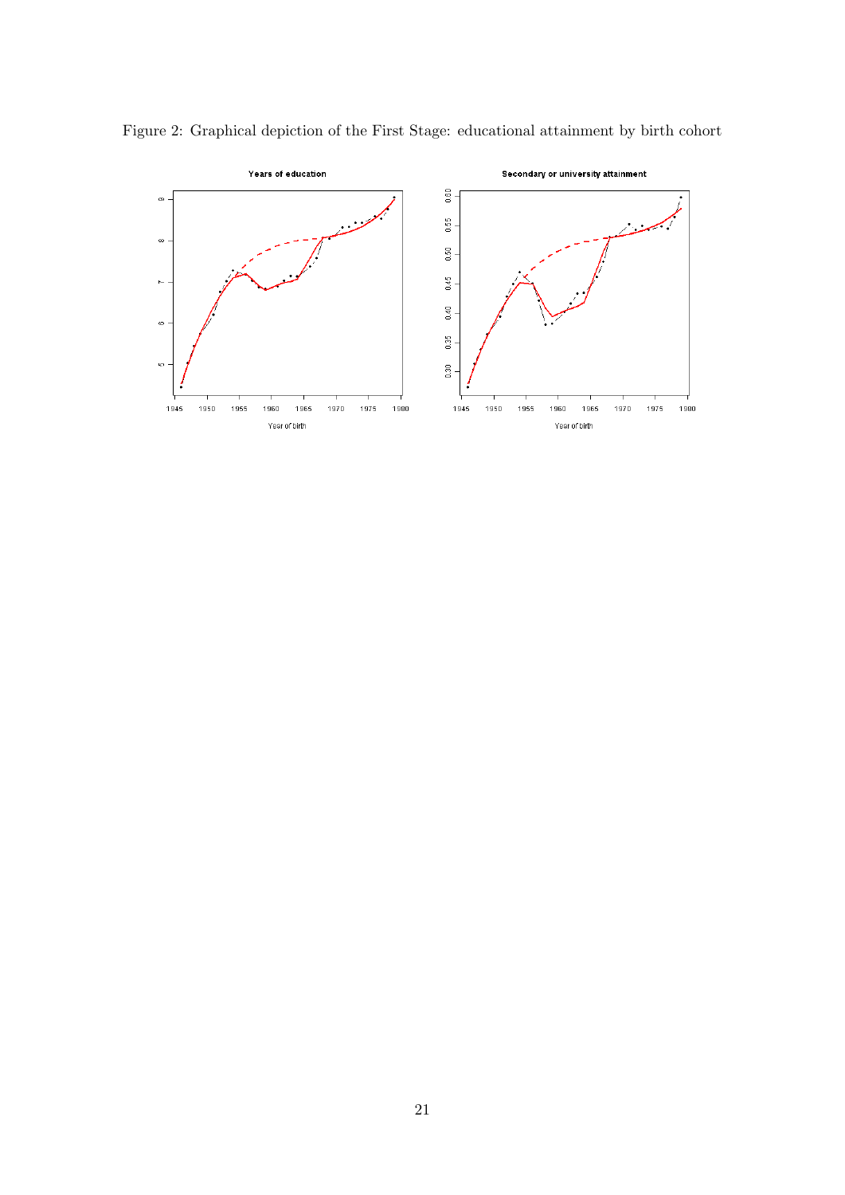Figure 2: Graphical depiction of the First Stage: educational attainment by birth cohort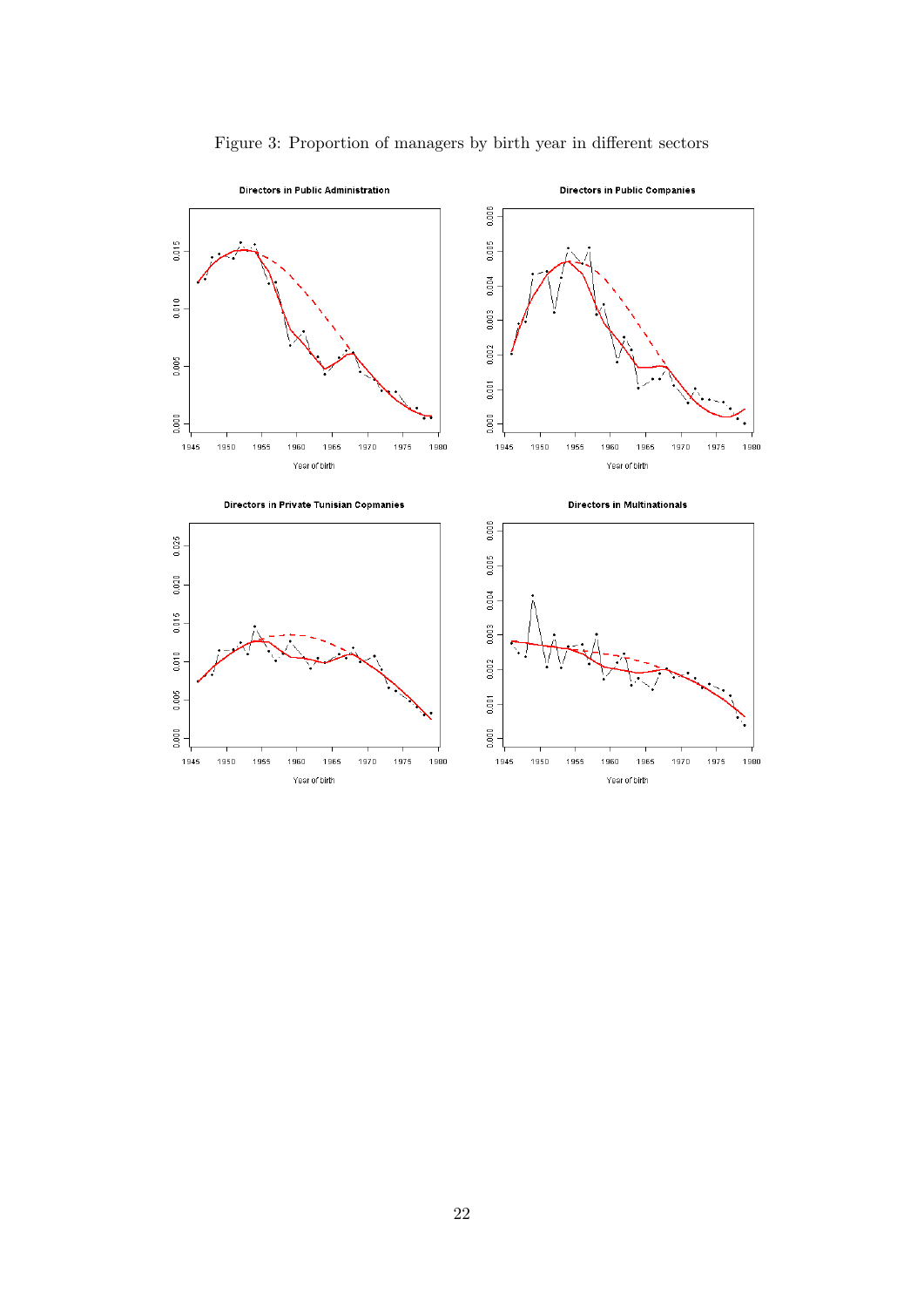Figure 3: Proportion of managers by birth year in different sectors

Directors in Public Administration

0.000
0.005
0.010
0.015

1945 1950 1955 1960 1965 1970 1975 1980

Year of birth

Directors in Public Companies

0.000
0.001
0.002
0.003
0.004
0.005
0.006

1945 1950 1955 1960 1965 1970 1975 1980

Year of birth

Directors in Private Tunisian Copmanies

0.000
0.005
0.010
0.015
0.020
0.025

1945 1950 1955 1960 1965 1970 1975 1980

Year of birth

Directors in Multinationals

0.000
0.001
0.002
0.003
0.004
0.005
0.006

1945 1950 1955 1960 1965 1970 1975 1980

Year of birth